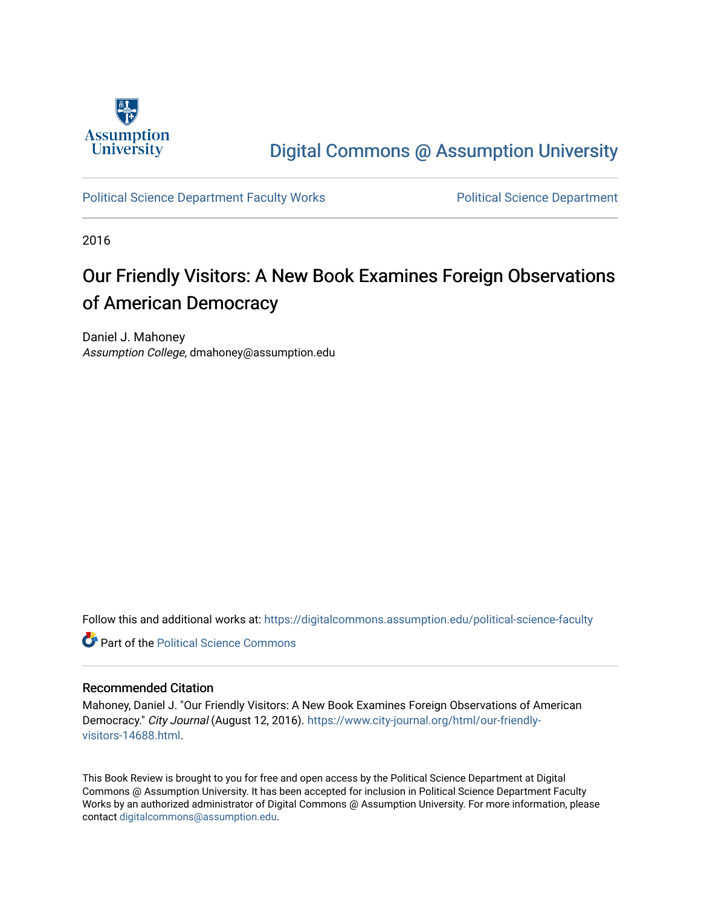Digital Commons @ Assumption University

Political Science Department Faculty Works | Political Science Department

2016

# Our Friendly Visitors: A New Book Examines Foreign Observations of American Democracy

Daniel J. Mahoney
*Assumption College*, dmahoney@assumption.edu

Follow this and additional works at: https://digitalcommons.assumption.edu/political-science-faculty

Part of the Political Science Commons

## Recommended Citation

Mahoney, Daniel J. "Our Friendly Visitors: A New Book Examines Foreign Observations of American Democracy." *City Journal* (August 12, 2016). https://www.city-journal.org/html/our-friendly-visitors-14688.html.

This Book Review is brought to you for free and open access by the Political Science Department at Digital Commons @ Assumption University. It has been accepted for inclusion in Political Science Department Faculty Works by an authorized administrator of Digital Commons @ Assumption University. For more information, please contact digitalcommons@assumption.edu.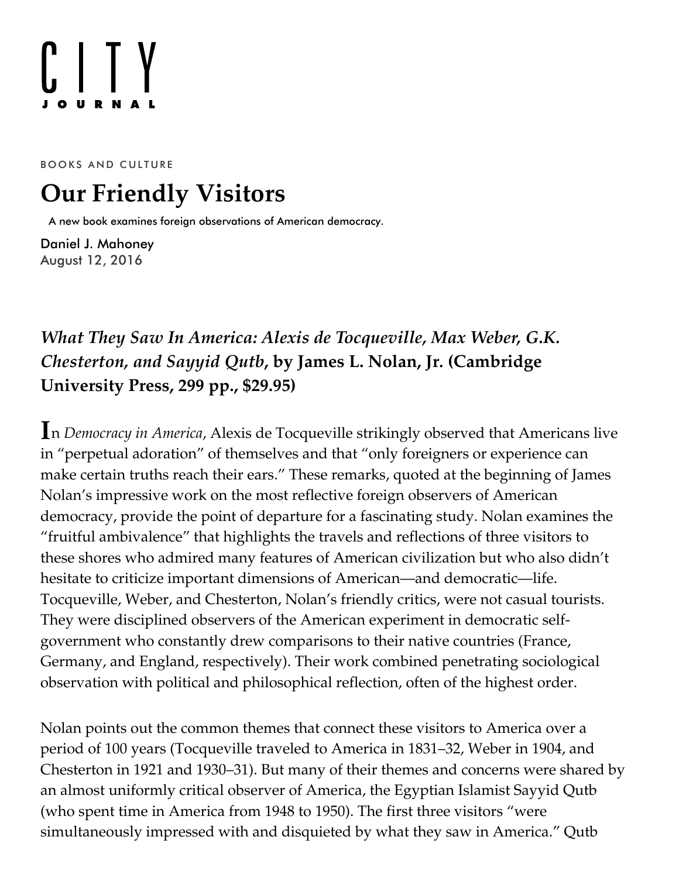BOOKS AND CULTURE

# Our Friendly Visitors

A new book examines foreign observations of American democracy.

Daniel J. Mahoney
August 12, 2016

***What They Saw In America: Alexis de Tocqueville, Max Weber, G.K. Chesterton, and Sayyid Qutb*, by James L. Nolan, Jr. (Cambridge University Press, 299 pp., $29.95)**

In *Democracy in America*, Alexis de Tocqueville strikingly observed that Americans live in "perpetual adoration" of themselves and that "only foreigners or experience can make certain truths reach their ears." These remarks, quoted at the beginning of James Nolan's impressive work on the most reflective foreign observers of American democracy, provide the point of departure for a fascinating study. Nolan examines the "fruitful ambivalence" that highlights the travels and reflections of three visitors to these shores who admired many features of American civilization but who also didn't hesitate to criticize important dimensions of American—and democratic—life. Tocqueville, Weber, and Chesterton, Nolan's friendly critics, were not casual tourists. They were disciplined observers of the American experiment in democratic self-government who constantly drew comparisons to their native countries (France, Germany, and England, respectively). Their work combined penetrating sociological observation with political and philosophical reflection, often of the highest order.

Nolan points out the common themes that connect these visitors to America over a period of 100 years (Tocqueville traveled to America in 1831–32, Weber in 1904, and Chesterton in 1921 and 1930–31). But many of their themes and concerns were shared by an almost uniformly critical observer of America, the Egyptian Islamist Sayyid Qutb (who spent time in America from 1948 to 1950). The first three visitors "were simultaneously impressed with and disquieted by what they saw in America." Qutb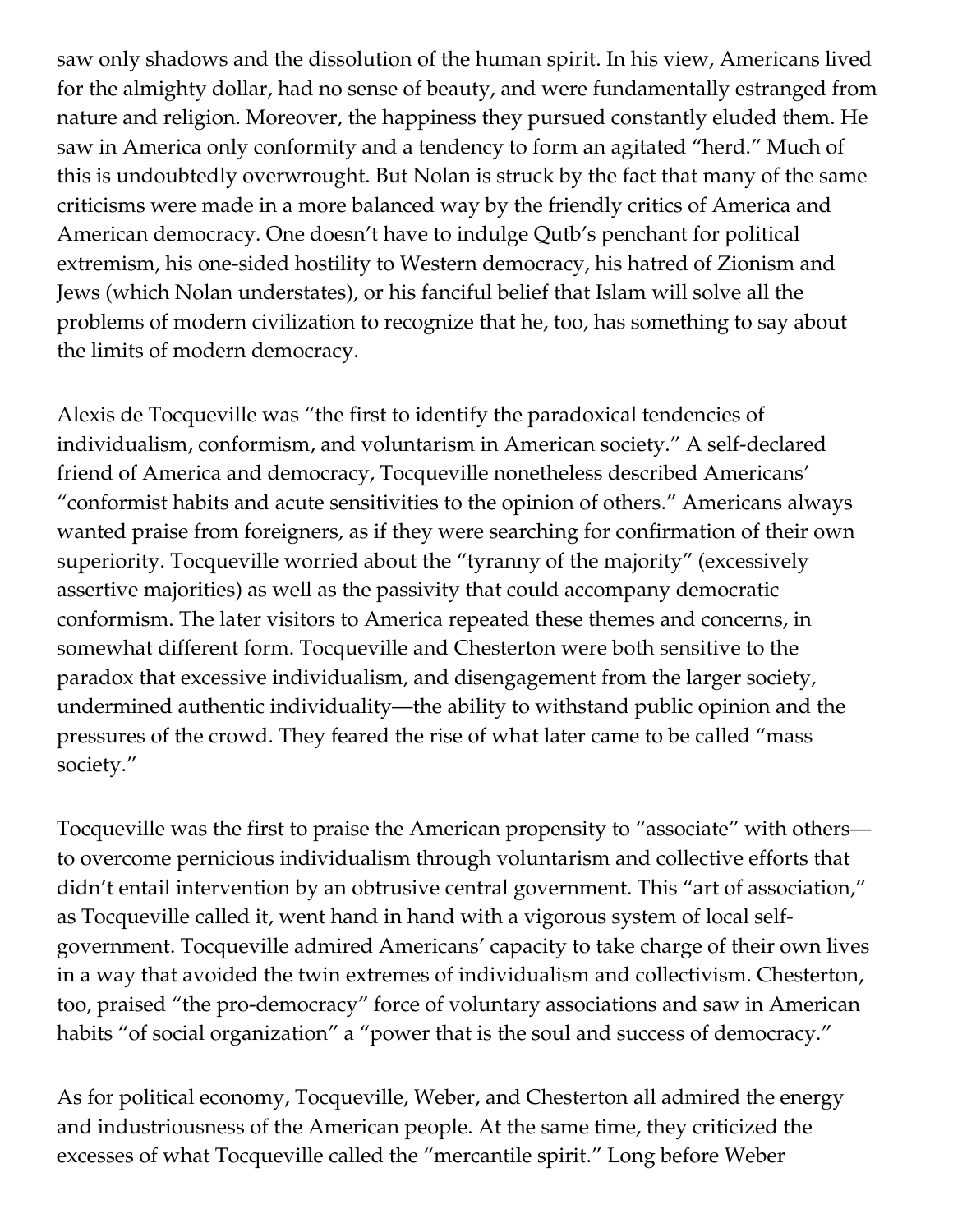saw only shadows and the dissolution of the human spirit. In his view, Americans lived for the almighty dollar, had no sense of beauty, and were fundamentally estranged from nature and religion. Moreover, the happiness they pursued constantly eluded them. He saw in America only conformity and a tendency to form an agitated "herd." Much of this is undoubtedly overwrought. But Nolan is struck by the fact that many of the same criticisms were made in a more balanced way by the friendly critics of America and American democracy. One doesn't have to indulge Qutb's penchant for political extremism, his one-sided hostility to Western democracy, his hatred of Zionism and Jews (which Nolan understates), or his fanciful belief that Islam will solve all the problems of modern civilization to recognize that he, too, has something to say about the limits of modern democracy.

Alexis de Tocqueville was "the first to identify the paradoxical tendencies of individualism, conformism, and voluntarism in American society." A self-declared friend of America and democracy, Tocqueville nonetheless described Americans' "conformist habits and acute sensitivities to the opinion of others." Americans always wanted praise from foreigners, as if they were searching for confirmation of their own superiority. Tocqueville worried about the "tyranny of the majority" (excessively assertive majorities) as well as the passivity that could accompany democratic conformism. The later visitors to America repeated these themes and concerns, in somewhat different form. Tocqueville and Chesterton were both sensitive to the paradox that excessive individualism, and disengagement from the larger society, undermined authentic individuality—the ability to withstand public opinion and the pressures of the crowd. They feared the rise of what later came to be called "mass society."

Tocqueville was the first to praise the American propensity to "associate" with others—to overcome pernicious individualism through voluntarism and collective efforts that didn't entail intervention by an obtrusive central government. This "art of association," as Tocqueville called it, went hand in hand with a vigorous system of local self-government. Tocqueville admired Americans' capacity to take charge of their own lives in a way that avoided the twin extremes of individualism and collectivism. Chesterton, too, praised "the pro-democracy" force of voluntary associations and saw in American habits "of social organization" a "power that is the soul and success of democracy."

As for political economy, Tocqueville, Weber, and Chesterton all admired the energy and industriousness of the American people. At the same time, they criticized the excesses of what Tocqueville called the "mercantile spirit." Long before Weber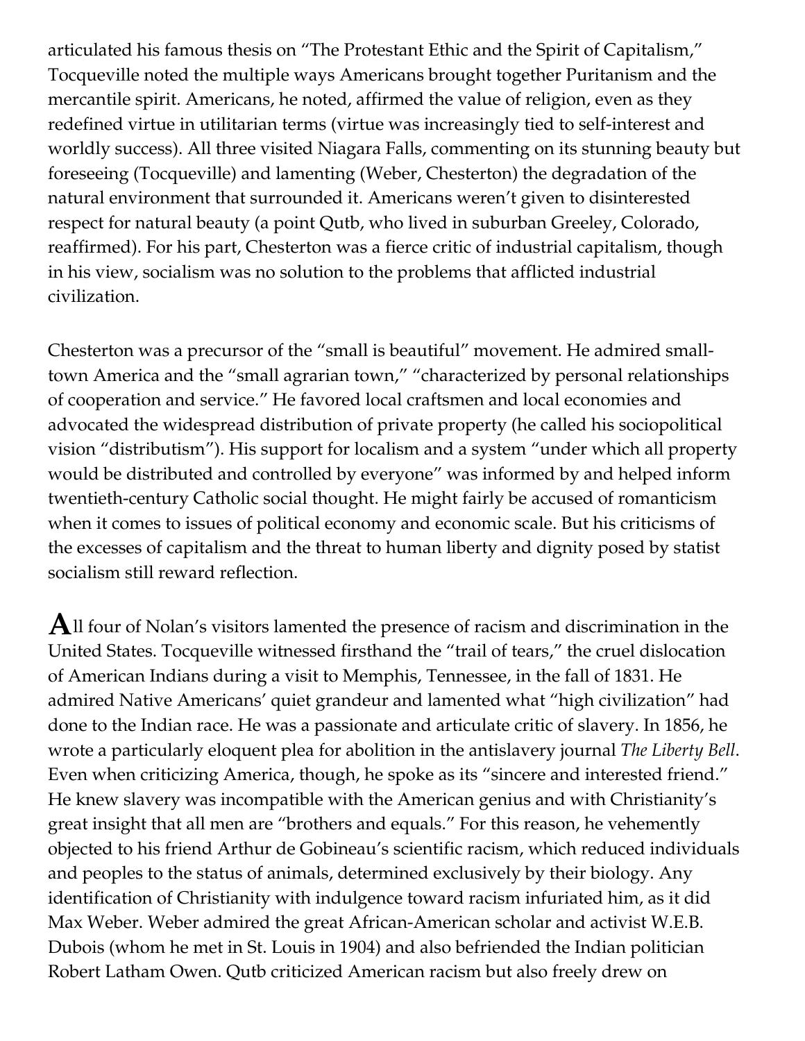articulated his famous thesis on "The Protestant Ethic and the Spirit of Capitalism," Tocqueville noted the multiple ways Americans brought together Puritanism and the mercantile spirit. Americans, he noted, affirmed the value of religion, even as they redefined virtue in utilitarian terms (virtue was increasingly tied to self-interest and worldly success). All three visited Niagara Falls, commenting on its stunning beauty but foreseeing (Tocqueville) and lamenting (Weber, Chesterton) the degradation of the natural environment that surrounded it. Americans weren't given to disinterested respect for natural beauty (a point Qutb, who lived in suburban Greeley, Colorado, reaffirmed). For his part, Chesterton was a fierce critic of industrial capitalism, though in his view, socialism was no solution to the problems that afflicted industrial civilization.

Chesterton was a precursor of the "small is beautiful" movement. He admired small-town America and the "small agrarian town," "characterized by personal relationships of cooperation and service." He favored local craftsmen and local economies and advocated the widespread distribution of private property (he called his sociopolitical vision "distributism"). His support for localism and a system "under which all property would be distributed and controlled by everyone" was informed by and helped inform twentieth-century Catholic social thought. He might fairly be accused of romanticism when it comes to issues of political economy and economic scale. But his criticisms of the excesses of capitalism and the threat to human liberty and dignity posed by statist socialism still reward reflection.

**A**ll four of Nolan's visitors lamented the presence of racism and discrimination in the United States. Tocqueville witnessed firsthand the "trail of tears," the cruel dislocation of American Indians during a visit to Memphis, Tennessee, in the fall of 1831. He admired Native Americans' quiet grandeur and lamented what "high civilization" had done to the Indian race. He was a passionate and articulate critic of slavery. In 1856, he wrote a particularly eloquent plea for abolition in the antislavery journal *The Liberty Bell*. Even when criticizing America, though, he spoke as its "sincere and interested friend." He knew slavery was incompatible with the American genius and with Christianity's great insight that all men are "brothers and equals." For this reason, he vehemently objected to his friend Arthur de Gobineau's scientific racism, which reduced individuals and peoples to the status of animals, determined exclusively by their biology. Any identification of Christianity with indulgence toward racism infuriated him, as it did Max Weber. Weber admired the great African-American scholar and activist W.E.B. Dubois (whom he met in St. Louis in 1904) and also befriended the Indian politician Robert Latham Owen. Qutb criticized American racism but also freely drew on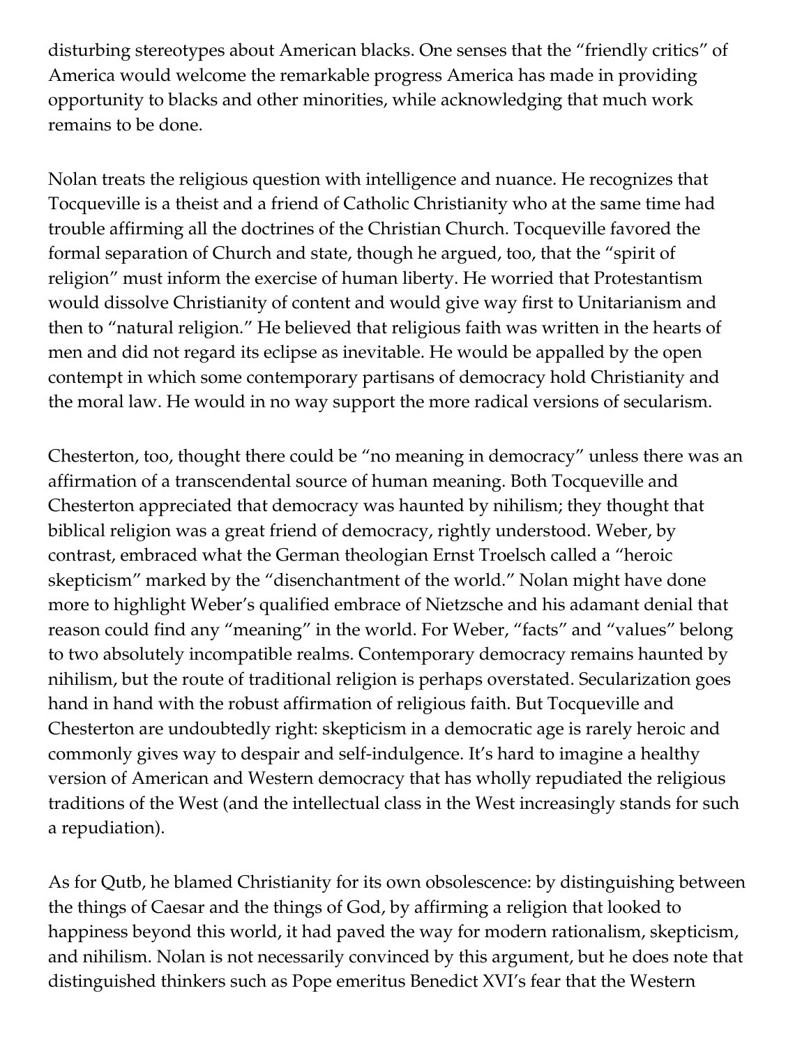disturbing stereotypes about American blacks. One senses that the "friendly critics" of America would welcome the remarkable progress America has made in providing opportunity to blacks and other minorities, while acknowledging that much work remains to be done.

Nolan treats the religious question with intelligence and nuance. He recognizes that Tocqueville is a theist and a friend of Catholic Christianity who at the same time had trouble affirming all the doctrines of the Christian Church. Tocqueville favored the formal separation of Church and state, though he argued, too, that the "spirit of religion" must inform the exercise of human liberty. He worried that Protestantism would dissolve Christianity of content and would give way first to Unitarianism and then to "natural religion." He believed that religious faith was written in the hearts of men and did not regard its eclipse as inevitable. He would be appalled by the open contempt in which some contemporary partisans of democracy hold Christianity and the moral law. He would in no way support the more radical versions of secularism.

Chesterton, too, thought there could be "no meaning in democracy" unless there was an affirmation of a transcendental source of human meaning. Both Tocqueville and Chesterton appreciated that democracy was haunted by nihilism; they thought that biblical religion was a great friend of democracy, rightly understood. Weber, by contrast, embraced what the German theologian Ernst Troelsch called a "heroic skepticism" marked by the "disenchantment of the world." Nolan might have done more to highlight Weber's qualified embrace of Nietzsche and his adamant denial that reason could find any "meaning" in the world. For Weber, "facts" and "values" belong to two absolutely incompatible realms. Contemporary democracy remains haunted by nihilism, but the route of traditional religion is perhaps overstated. Secularization goes hand in hand with the robust affirmation of religious faith. But Tocqueville and Chesterton are undoubtedly right: skepticism in a democratic age is rarely heroic and commonly gives way to despair and self-indulgence. It's hard to imagine a healthy version of American and Western democracy that has wholly repudiated the religious traditions of the West (and the intellectual class in the West increasingly stands for such a repudiation).

As for Qutb, he blamed Christianity for its own obsolescence: by distinguishing between the things of Caesar and the things of God, by affirming a religion that looked to happiness beyond this world, it had paved the way for modern rationalism, skepticism, and nihilism. Nolan is not necessarily convinced by this argument, but he does note that distinguished thinkers such as Pope emeritus Benedict XVI's fear that the Western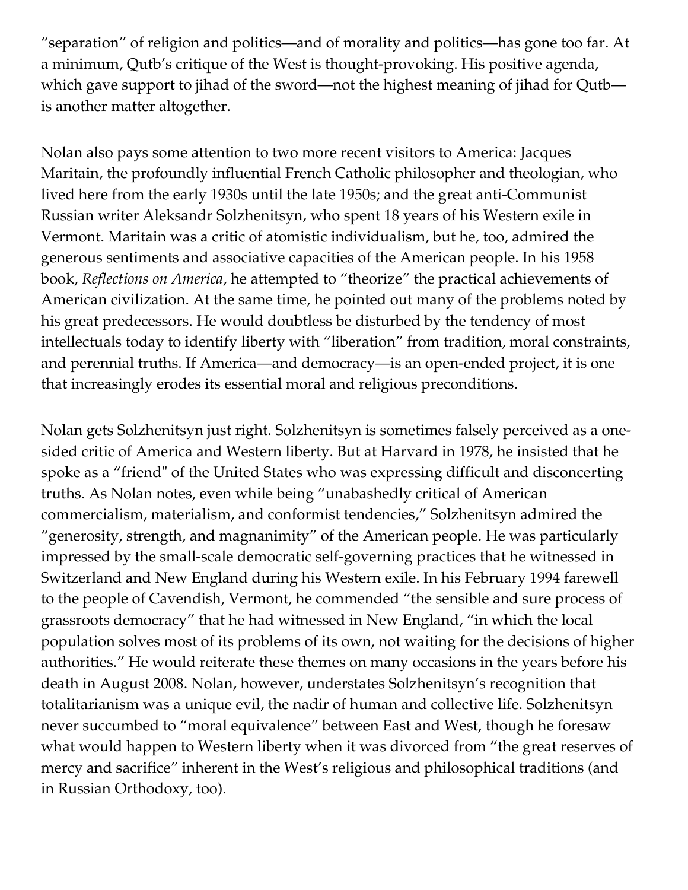"separation" of religion and politics—and of morality and politics—has gone too far. At a minimum, Qutb's critique of the West is thought-provoking. His positive agenda, which gave support to jihad of the sword—not the highest meaning of jihad for Qutb—is another matter altogether.

Nolan also pays some attention to two more recent visitors to America: Jacques Maritain, the profoundly influential French Catholic philosopher and theologian, who lived here from the early 1930s until the late 1950s; and the great anti-Communist Russian writer Aleksandr Solzhenitsyn, who spent 18 years of his Western exile in Vermont. Maritain was a critic of atomistic individualism, but he, too, admired the generous sentiments and associative capacities of the American people. In his 1958 book, *Reflections on America*, he attempted to "theorize" the practical achievements of American civilization. At the same time, he pointed out many of the problems noted by his great predecessors. He would doubtless be disturbed by the tendency of most intellectuals today to identify liberty with "liberation" from tradition, moral constraints, and perennial truths. If America—and democracy—is an open-ended project, it is one that increasingly erodes its essential moral and religious preconditions.

Nolan gets Solzhenitsyn just right. Solzhenitsyn is sometimes falsely perceived as a one-sided critic of America and Western liberty. But at Harvard in 1978, he insisted that he spoke as a "friend" of the United States who was expressing difficult and disconcerting truths. As Nolan notes, even while being "unabashedly critical of American commercialism, materialism, and conformist tendencies," Solzhenitsyn admired the "generosity, strength, and magnanimity" of the American people. He was particularly impressed by the small-scale democratic self-governing practices that he witnessed in Switzerland and New England during his Western exile. In his February 1994 farewell to the people of Cavendish, Vermont, he commended "the sensible and sure process of grassroots democracy" that he had witnessed in New England, "in which the local population solves most of its problems of its own, not waiting for the decisions of higher authorities." He would reiterate these themes on many occasions in the years before his death in August 2008. Nolan, however, understates Solzhenitsyn's recognition that totalitarianism was a unique evil, the nadir of human and collective life. Solzhenitsyn never succumbed to "moral equivalence" between East and West, though he foresaw what would happen to Western liberty when it was divorced from "the great reserves of mercy and sacrifice" inherent in the West's religious and philosophical traditions (and in Russian Orthodoxy, too).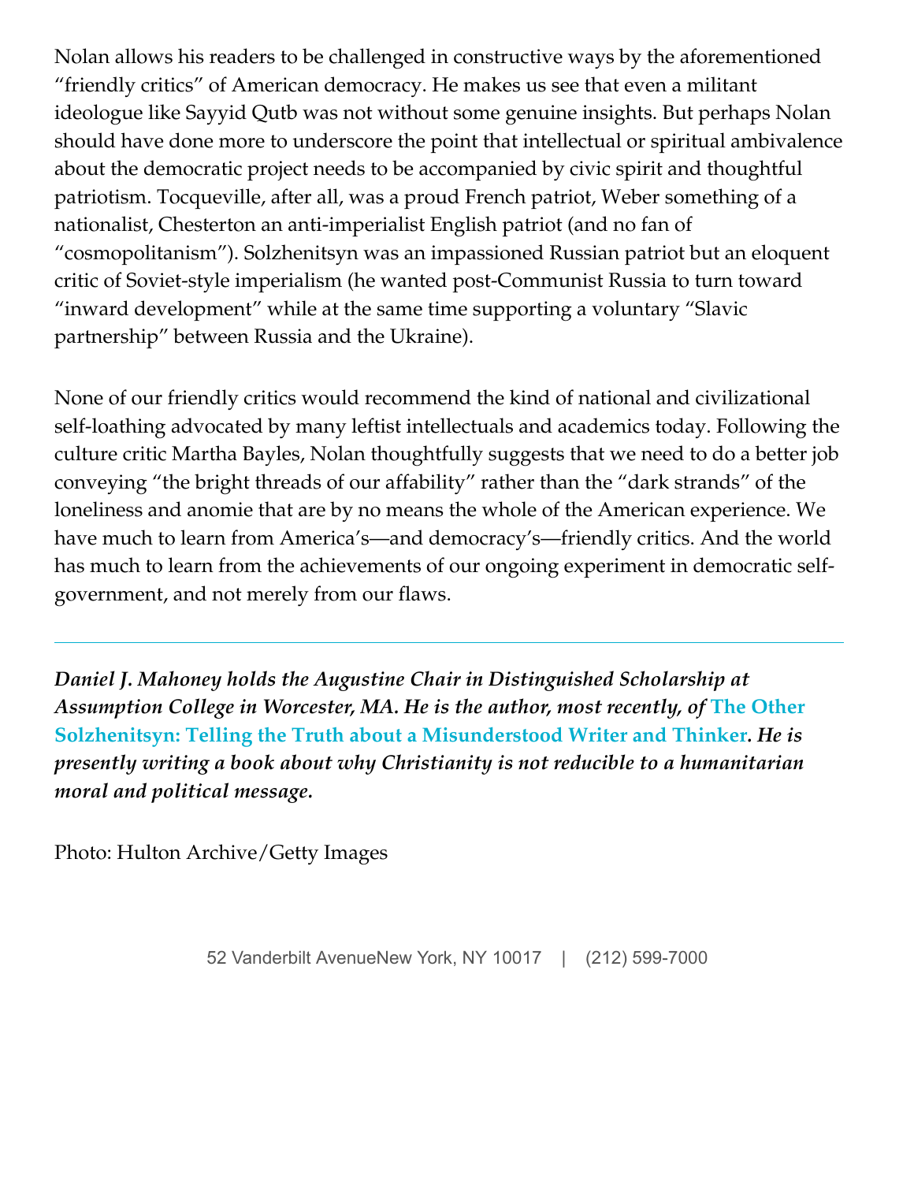Nolan allows his readers to be challenged in constructive ways by the aforementioned "friendly critics" of American democracy. He makes us see that even a militant ideologue like Sayyid Qutb was not without some genuine insights. But perhaps Nolan should have done more to underscore the point that intellectual or spiritual ambivalence about the democratic project needs to be accompanied by civic spirit and thoughtful patriotism. Tocqueville, after all, was a proud French patriot, Weber something of a nationalist, Chesterton an anti-imperialist English patriot (and no fan of "cosmopolitanism"). Solzhenitsyn was an impassioned Russian patriot but an eloquent critic of Soviet-style imperialism (he wanted post-Communist Russia to turn toward "inward development" while at the same time supporting a voluntary "Slavic partnership" between Russia and the Ukraine).

None of our friendly critics would recommend the kind of national and civilizational self-loathing advocated by many leftist intellectuals and academics today. Following the culture critic Martha Bayles, Nolan thoughtfully suggests that we need to do a better job conveying "the bright threads of our affability" rather than the "dark strands" of the loneliness and anomie that are by no means the whole of the American experience. We have much to learn from America's—and democracy's—friendly critics. And the world has much to learn from the achievements of our ongoing experiment in democratic self-government, and not merely from our flaws.

---

***Daniel J. Mahoney holds the Augustine Chair in Distinguished Scholarship at Assumption College in Worcester, MA. He is the author, most recently, of* The Other Solzhenitsyn: Telling the Truth about a Misunderstood Writer and Thinker*. He is presently writing a book about why Christianity is not reducible to a humanitarian moral and political message.***

Photo: Hulton Archive/Getty Images

52 Vanderbilt AvenueNew York, NY 10017 | (212) 599-7000